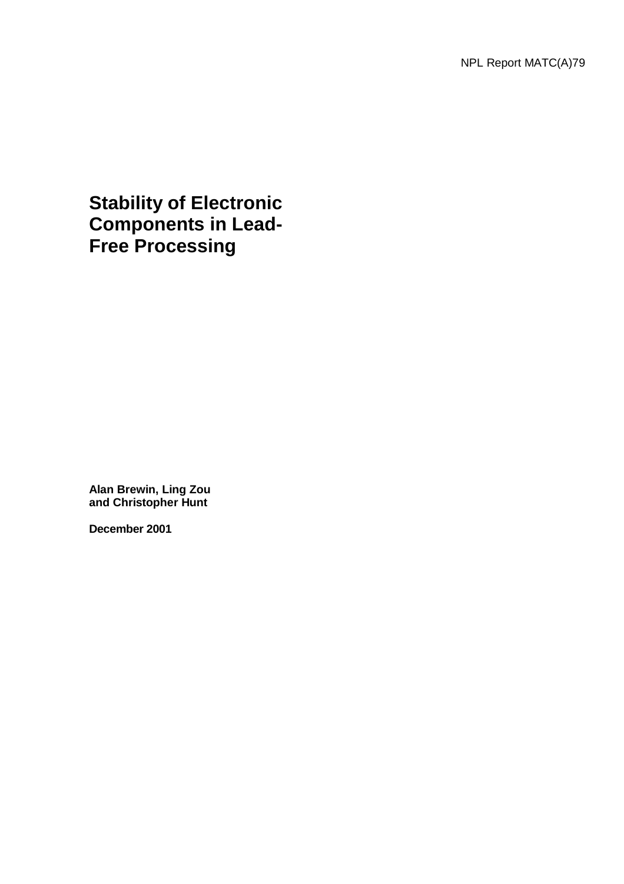NPL Report MATC(A)79

# Stability of Electronic Components in Lead-Free Processing

**Alan Brewin, Ling Zou and Christopher Hunt**

**December 2001**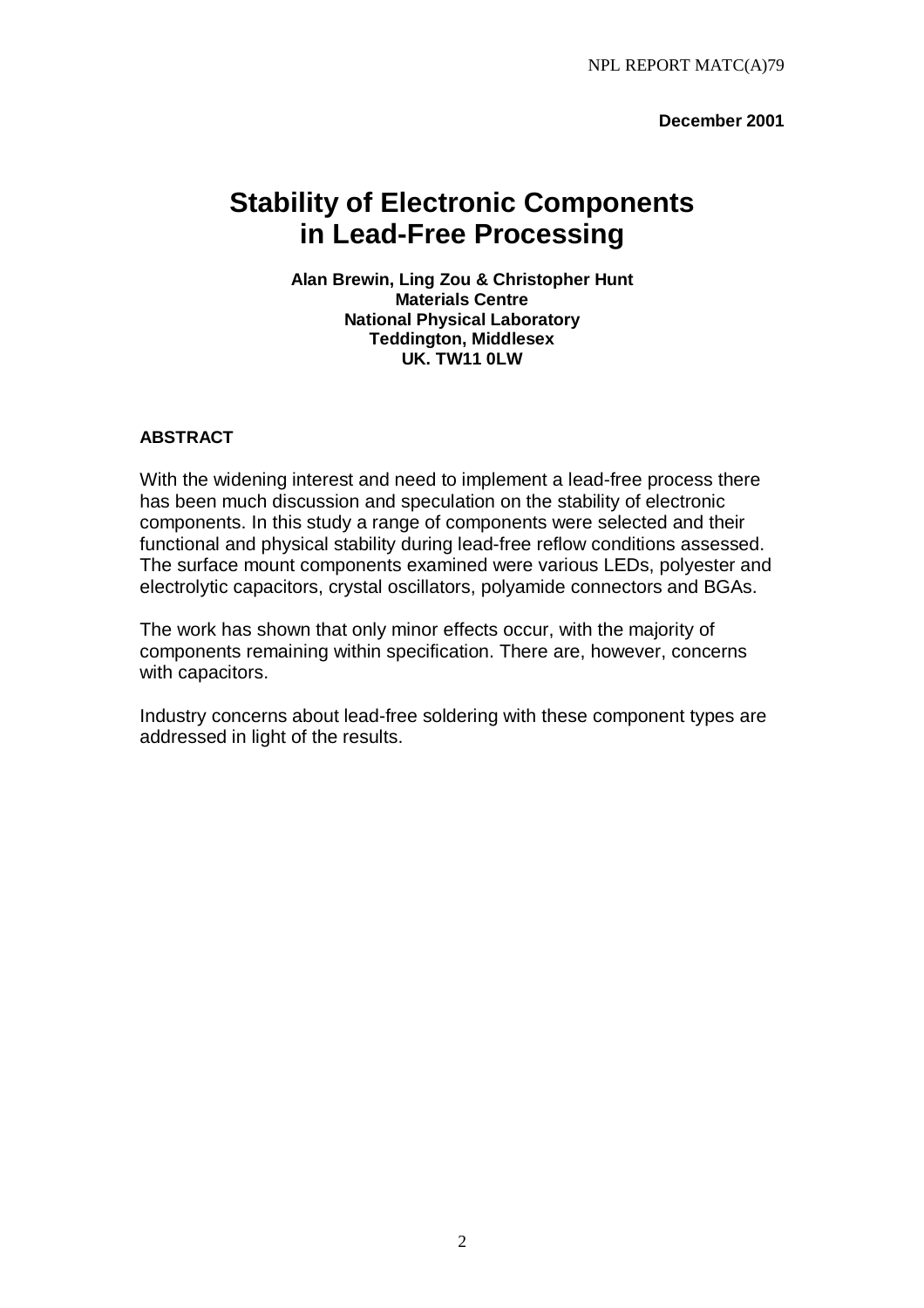December 2001

# Stability of Electronic Components in Lead-Free Processing

**Alan Brewin, Ling Zou & Christopher Hunt**
**Materials Centre**
**National Physical Laboratory**
**Teddington, Middlesex**
**UK. TW11 0LW**

**ABSTRACT**

With the widening interest and need to implement a lead-free process there has been much discussion and speculation on the stability of electronic components. In this study a range of components were selected and their functional and physical stability during lead-free reflow conditions assessed. The surface mount components examined were various LEDs, polyester and electrolytic capacitors, crystal oscillators, polyamide connectors and BGAs.

The work has shown that only minor effects occur, with the majority of components remaining within specification. There are, however, concerns with capacitors.

Industry concerns about lead-free soldering with these component types are addressed in light of the results.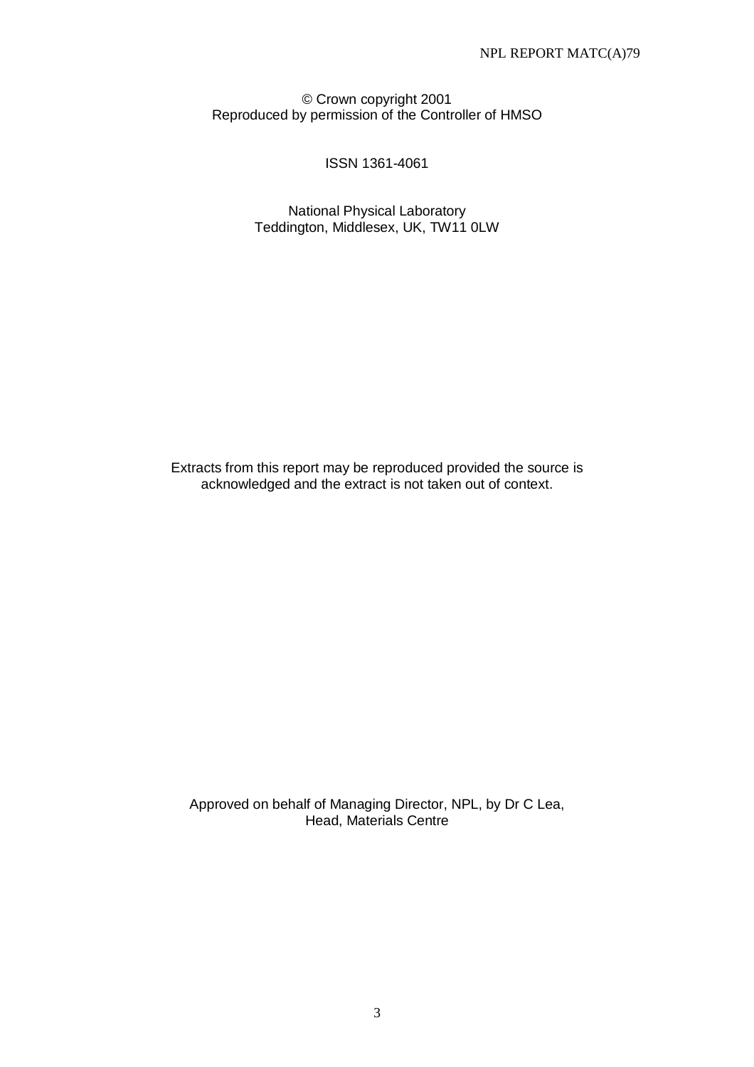© Crown copyright 2001
Reproduced by permission of the Controller of HMSO

ISSN 1361-4061

National Physical Laboratory
Teddington, Middlesex, UK, TW11 0LW

Extracts from this report may be reproduced provided the source is acknowledged and the extract is not taken out of context.

Approved on behalf of Managing Director, NPL, by Dr C Lea,
Head, Materials Centre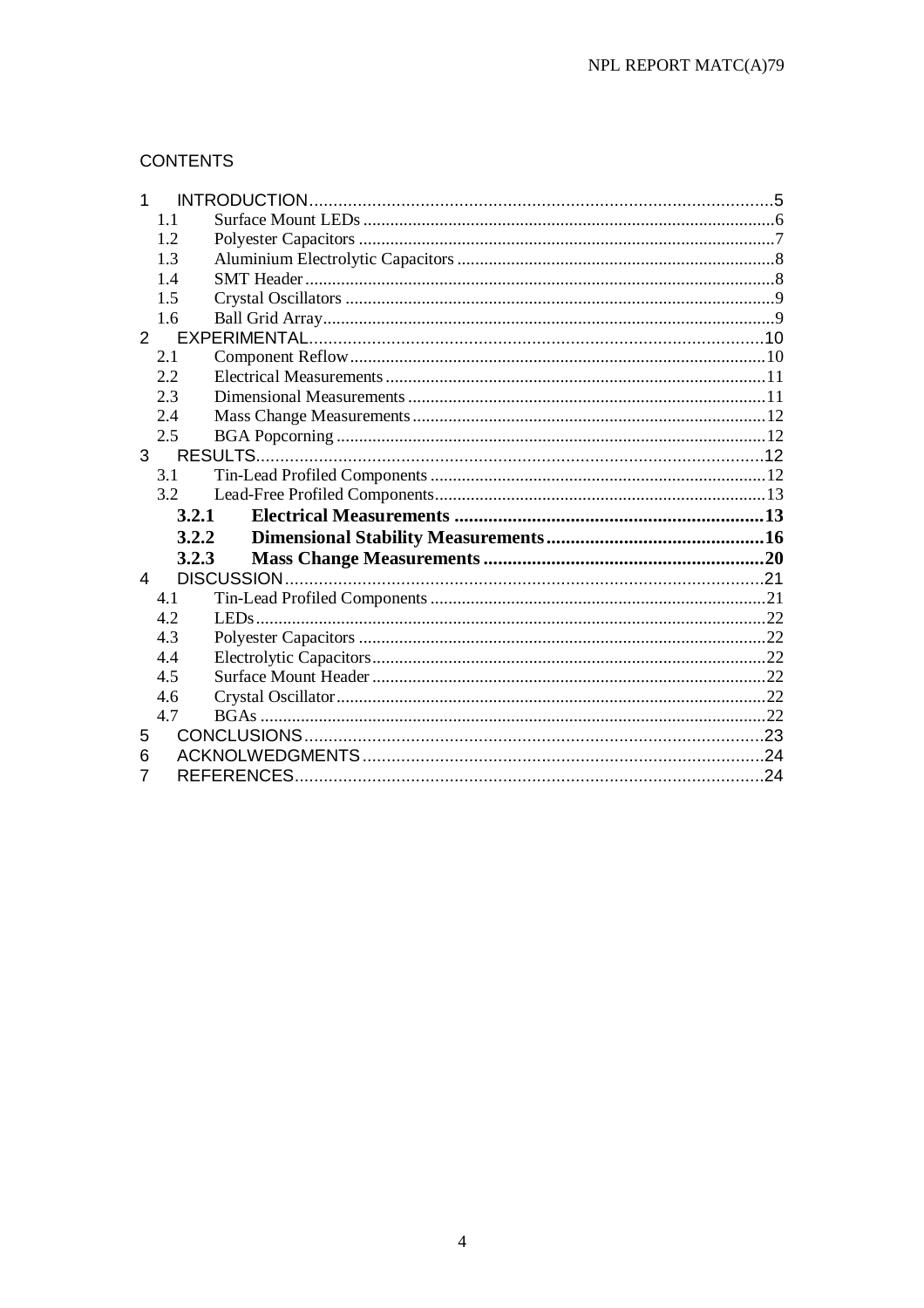## CONTENTS

1 INTRODUCTION....................................................................................................5
- 1.1 Surface Mount LEDs ........................................................................................6
- 1.2 Polyester Capacitors ........................................................................................7
- 1.3 Aluminium Electrolytic Capacitors ..................................................................8
- 1.4 SMT Header .....................................................................................................8
- 1.5 Crystal Oscillators ............................................................................................9
- 1.6 Ball Grid Array.................................................................................................9

2 EXPERIMENTAL.................................................................................................10
- 2.1 Component Reflow .........................................................................................10
- 2.2 Electrical Measurements .................................................................................11
- 2.3 Dimensional Measurements ............................................................................11
- 2.4 Mass Change Measurements ...........................................................................12
- 2.5 BGA Popcorning .............................................................................................12

3 RESULTS..............................................................................................................12
- 3.1 Tin-Lead Profiled Components .......................................................................12
- 3.2 Lead-Free Profiled Components......................................................................13
  - **3.2.1 Electrical Measurements ...............................................................13**
  - **3.2.2 Dimensional Stability Measurements.............................................16**
  - **3.2.3 Mass Change Measurements ..........................................................20**

4 DISCUSSION........................................................................................................21
- 4.1 Tin-Lead Profiled Components .......................................................................21
- 4.2 LEDs................................................................................................................22
- 4.3 Polyester Capacitors ........................................................................................22
- 4.4 Electrolytic Capacitors.....................................................................................22
- 4.5 Surface Mount Header .....................................................................................22
- 4.6 Crystal Oscillator..............................................................................................22
- 4.7 BGAs ...............................................................................................................22

5 CONCLUSIONS....................................................................................................23

6 ACKNOLWEDGMENTS......................................................................................24

7 REFERENCES.......................................................................................................24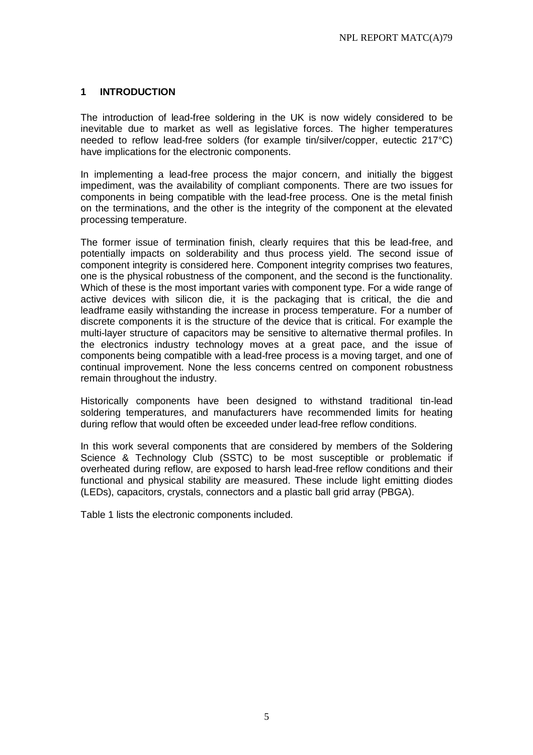## 1 INTRODUCTION

The introduction of lead-free soldering in the UK is now widely considered to be inevitable due to market as well as legislative forces. The higher temperatures needed to reflow lead-free solders (for example tin/silver/copper, eutectic 217°C) have implications for the electronic components.

In implementing a lead-free process the major concern, and initially the biggest impediment, was the availability of compliant components. There are two issues for components in being compatible with the lead-free process. One is the metal finish on the terminations, and the other is the integrity of the component at the elevated processing temperature.

The former issue of termination finish, clearly requires that this be lead-free, and potentially impacts on solderability and thus process yield. The second issue of component integrity is considered here. Component integrity comprises two features, one is the physical robustness of the component, and the second is the functionality. Which of these is the most important varies with component type. For a wide range of active devices with silicon die, it is the packaging that is critical, the die and leadframe easily withstanding the increase in process temperature. For a number of discrete components it is the structure of the device that is critical. For example the multi-layer structure of capacitors may be sensitive to alternative thermal profiles. In the electronics industry technology moves at a great pace, and the issue of components being compatible with a lead-free process is a moving target, and one of continual improvement. None the less concerns centred on component robustness remain throughout the industry.

Historically components have been designed to withstand traditional tin-lead soldering temperatures, and manufacturers have recommended limits for heating during reflow that would often be exceeded under lead-free reflow conditions.

In this work several components that are considered by members of the Soldering Science & Technology Club (SSTC) to be most susceptible or problematic if overheated during reflow, are exposed to harsh lead-free reflow conditions and their functional and physical stability are measured. These include light emitting diodes (LEDs), capacitors, crystals, connectors and a plastic ball grid array (PBGA).

Table 1 lists the electronic components included.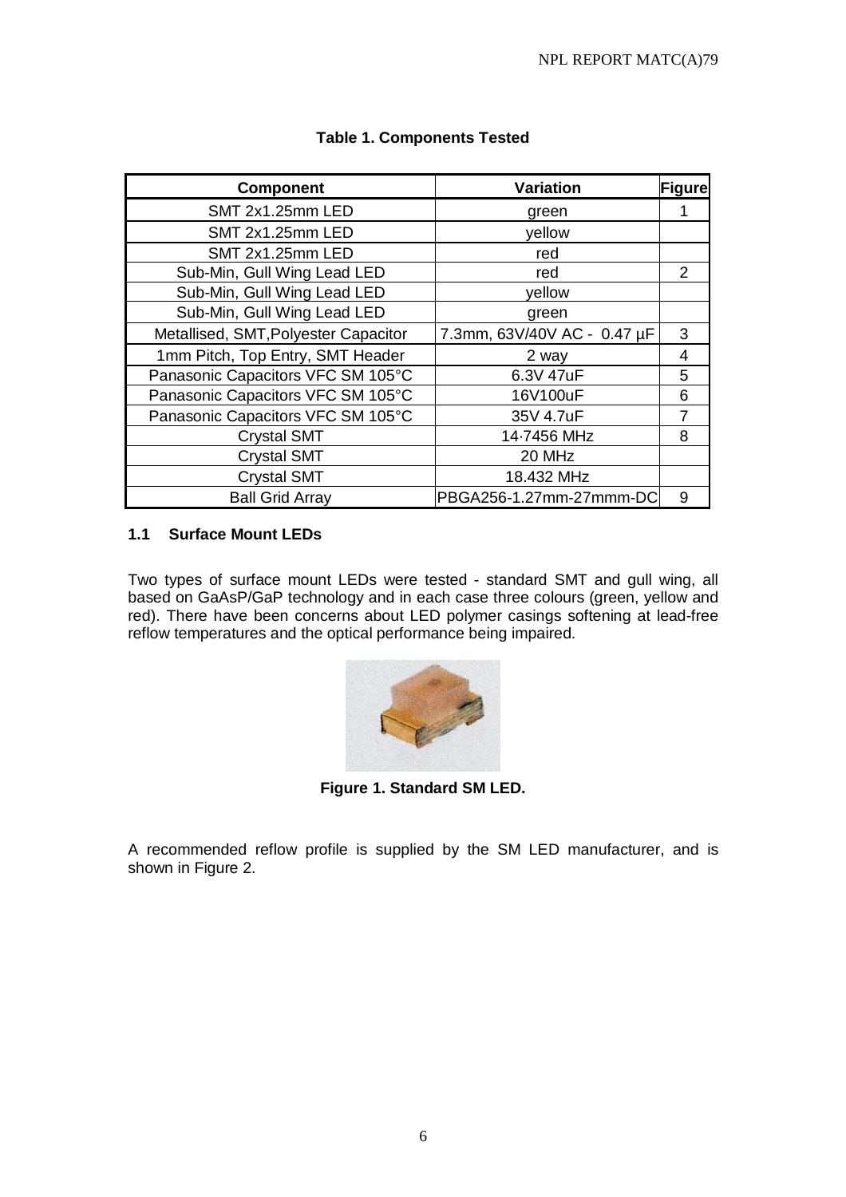**Table 1. Components Tested**

| Component | Variation | Figure |
|---|---|---|
| SMT 2x1.25mm LED | green | 1 |
| SMT 2x1.25mm LED | yellow | |
| SMT 2x1.25mm LED | red | |
| Sub-Min, Gull Wing Lead LED | red | 2 |
| Sub-Min, Gull Wing Lead LED | yellow | |
| Sub-Min, Gull Wing Lead LED | green | |
| Metallised, SMT,Polyester Capacitor | 7.3mm, 63V/40V AC - 0.47 µF | 3 |
| 1mm Pitch, Top Entry, SMT Header | 2 way | 4 |
| Panasonic Capacitors VFC SM 105°C | 6.3V 47uF | 5 |
| Panasonic Capacitors VFC SM 105°C | 16V100uF | 6 |
| Panasonic Capacitors VFC SM 105°C | 35V 4.7uF | 7 |
| Crystal SMT | 14·7456 MHz | 8 |
| Crystal SMT | 20 MHz | |
| Crystal SMT | 18.432 MHz | |
| Ball Grid Array | PBGA256-1.27mm-27mmm-DC | 9 |

### 1.1 Surface Mount LEDs

Two types of surface mount LEDs were tested - standard SMT and gull wing, all based on GaAsP/GaP technology and in each case three colours (green, yellow and red). There have been concerns about LED polymer casings softening at lead-free reflow temperatures and the optical performance being impaired.

**Figure 1. Standard SM LED.**

A recommended reflow profile is supplied by the SM LED manufacturer, and is shown in Figure 2.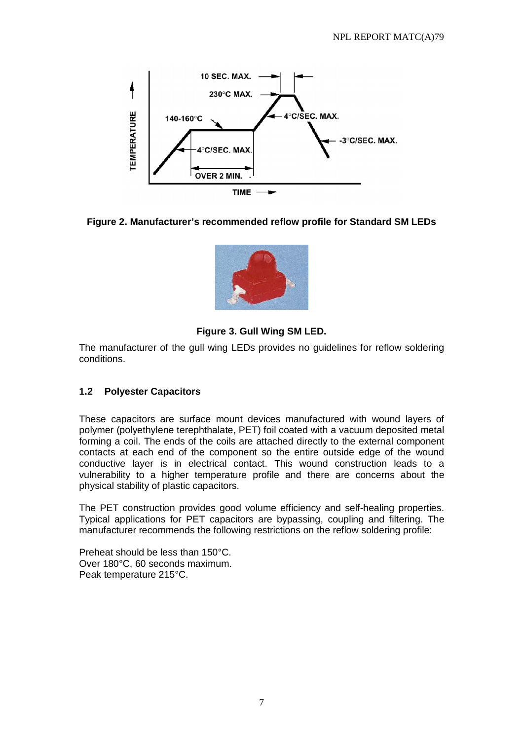Figure 2. Manufacturer's recommended reflow profile for Standard SM LEDs

Figure 3. Gull Wing SM LED.

The manufacturer of the gull wing LEDs provides no guidelines for reflow soldering conditions.

### 1.2 Polyester Capacitors

These capacitors are surface mount devices manufactured with wound layers of polymer (polyethylene terephthalate, PET) foil coated with a vacuum deposited metal forming a coil. The ends of the coils are attached directly to the external component contacts at each end of the component so the entire outside edge of the wound conductive layer is in electrical contact. This wound construction leads to a vulnerability to a higher temperature profile and there are concerns about the physical stability of plastic capacitors.

The PET construction provides good volume efficiency and self-healing properties. Typical applications for PET capacitors are bypassing, coupling and filtering. The manufacturer recommends the following restrictions on the reflow soldering profile:

Preheat should be less than 150°C.
Over 180°C, 60 seconds maximum.
Peak temperature 215°C.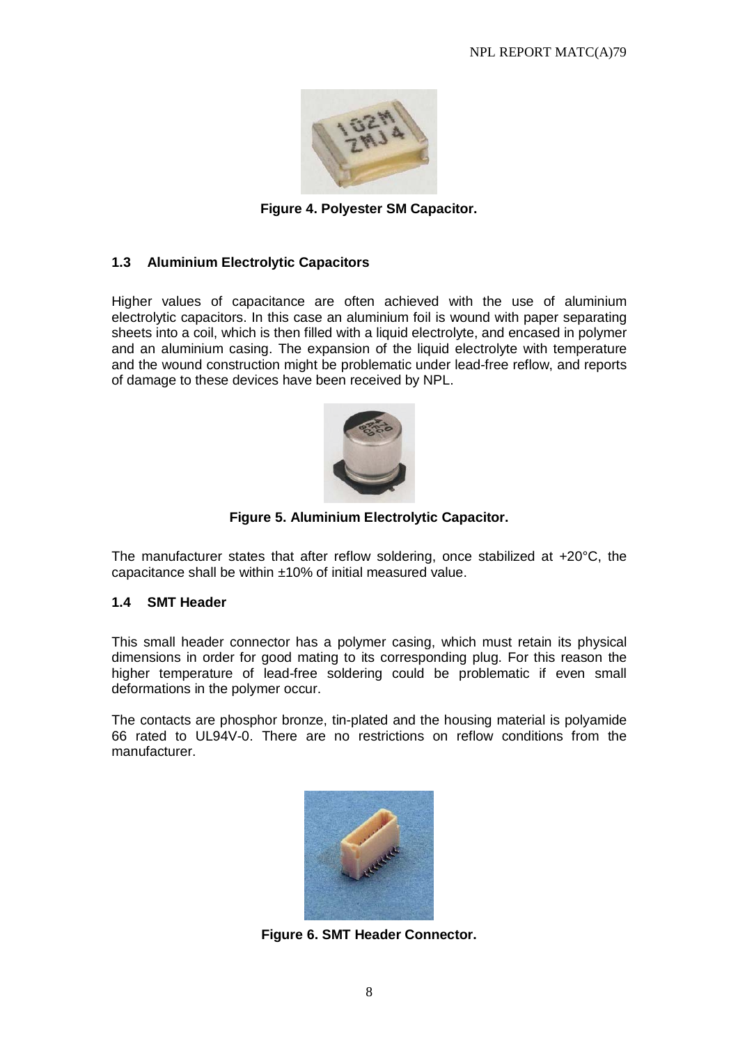**Figure 4. Polyester SM Capacitor.**

### 1.3 Aluminium Electrolytic Capacitors

Higher values of capacitance are often achieved with the use of aluminium electrolytic capacitors. In this case an aluminium foil is wound with paper separating sheets into a coil, which is then filled with a liquid electrolyte, and encased in polymer and an aluminium casing. The expansion of the liquid electrolyte with temperature and the wound construction might be problematic under lead-free reflow, and reports of damage to these devices have been received by NPL.

**Figure 5. Aluminium Electrolytic Capacitor.**

The manufacturer states that after reflow soldering, once stabilized at +20°C, the capacitance shall be within ±10% of initial measured value.

### 1.4 SMT Header

This small header connector has a polymer casing, which must retain its physical dimensions in order for good mating to its corresponding plug. For this reason the higher temperature of lead-free soldering could be problematic if even small deformations in the polymer occur.

The contacts are phosphor bronze, tin-plated and the housing material is polyamide 66 rated to UL94V-0. There are no restrictions on reflow conditions from the manufacturer.

**Figure 6. SMT Header Connector.**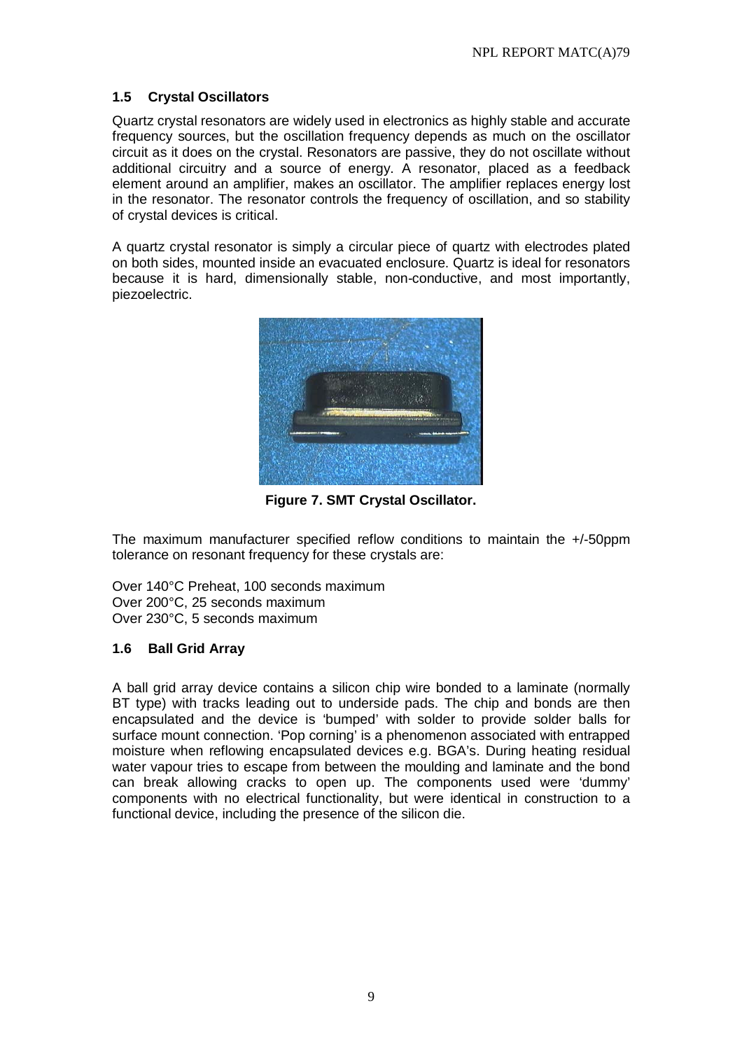### 1.5 Crystal Oscillators

Quartz crystal resonators are widely used in electronics as highly stable and accurate frequency sources, but the oscillation frequency depends as much on the oscillator circuit as it does on the crystal. Resonators are passive, they do not oscillate without additional circuitry and a source of energy. A resonator, placed as a feedback element around an amplifier, makes an oscillator. The amplifier replaces energy lost in the resonator. The resonator controls the frequency of oscillation, and so stability of crystal devices is critical.

A quartz crystal resonator is simply a circular piece of quartz with electrodes plated on both sides, mounted inside an evacuated enclosure. Quartz is ideal for resonators because it is hard, dimensionally stable, non-conductive, and most importantly, piezoelectric.

**Figure 7. SMT Crystal Oscillator.**

The maximum manufacturer specified reflow conditions to maintain the +/-50ppm tolerance on resonant frequency for these crystals are:

Over 140°C Preheat, 100 seconds maximum
Over 200°C, 25 seconds maximum
Over 230°C, 5 seconds maximum

### 1.6 Ball Grid Array

A ball grid array device contains a silicon chip wire bonded to a laminate (normally BT type) with tracks leading out to underside pads. The chip and bonds are then encapsulated and the device is 'bumped' with solder to provide solder balls for surface mount connection. 'Pop corning' is a phenomenon associated with entrapped moisture when reflowing encapsulated devices e.g. BGA's. During heating residual water vapour tries to escape from between the moulding and laminate and the bond can break allowing cracks to open up. The components used were 'dummy' components with no electrical functionality, but were identical in construction to a functional device, including the presence of the silicon die.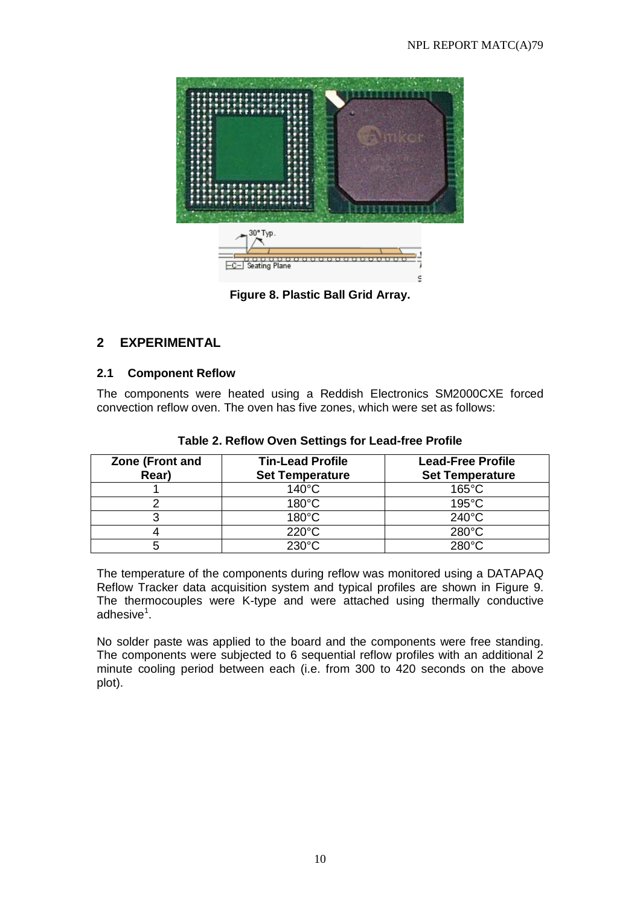Figure 8. Plastic Ball Grid Array.

## 2 EXPERIMENTAL

### 2.1 Component Reflow

The components were heated using a Reddish Electronics SM2000CXE forced convection reflow oven. The oven has five zones, which were set as follows:

**Table 2. Reflow Oven Settings for Lead-free Profile**

| Zone (Front and Rear) | Tin-Lead Profile Set Temperature | Lead-Free Profile Set Temperature |
|---|---|---|
| 1 | 140°C | 165°C |
| 2 | 180°C | 195°C |
| 3 | 180°C | 240°C |
| 4 | 220°C | 280°C |
| 5 | 230°C | 280°C |

The temperature of the components during reflow was monitored using a DATAPAQ Reflow Tracker data acquisition system and typical profiles are shown in Figure 9. The thermocouples were K-type and were attached using thermally conductive adhesive[1].

No solder paste was applied to the board and the components were free standing. The components were subjected to 6 sequential reflow profiles with an additional 2 minute cooling period between each (i.e. from 300 to 420 seconds on the above plot).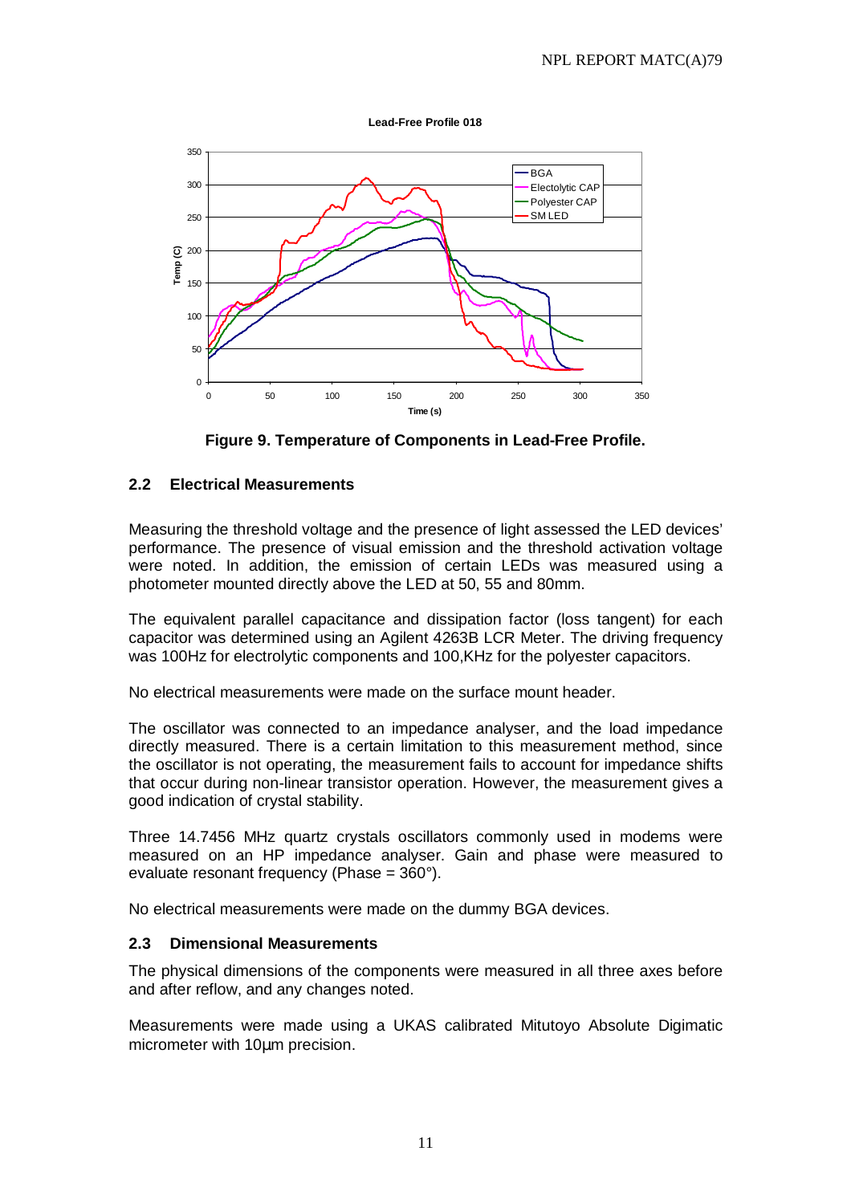**Figure 9. Temperature of Components in Lead-Free Profile.**

### 2.2 Electrical Measurements

Measuring the threshold voltage and the presence of light assessed the LED devices' performance. The presence of visual emission and the threshold activation voltage were noted. In addition, the emission of certain LEDs was measured using a photometer mounted directly above the LED at 50, 55 and 80mm.

The equivalent parallel capacitance and dissipation factor (loss tangent) for each capacitor was determined using an Agilent 4263B LCR Meter. The driving frequency was 100Hz for electrolytic components and 100,KHz for the polyester capacitors.

No electrical measurements were made on the surface mount header.

The oscillator was connected to an impedance analyser, and the load impedance directly measured. There is a certain limitation to this measurement method, since the oscillator is not operating, the measurement fails to account for impedance shifts that occur during non-linear transistor operation. However, the measurement gives a good indication of crystal stability.

Three 14.7456 MHz quartz crystals oscillators commonly used in modems were measured on an HP impedance analyser. Gain and phase were measured to evaluate resonant frequency (Phase = 360°).

No electrical measurements were made on the dummy BGA devices.

### 2.3 Dimensional Measurements

The physical dimensions of the components were measured in all three axes before and after reflow, and any changes noted.

Measurements were made using a UKAS calibrated Mitutoyo Absolute Digimatic micrometer with 10µm precision.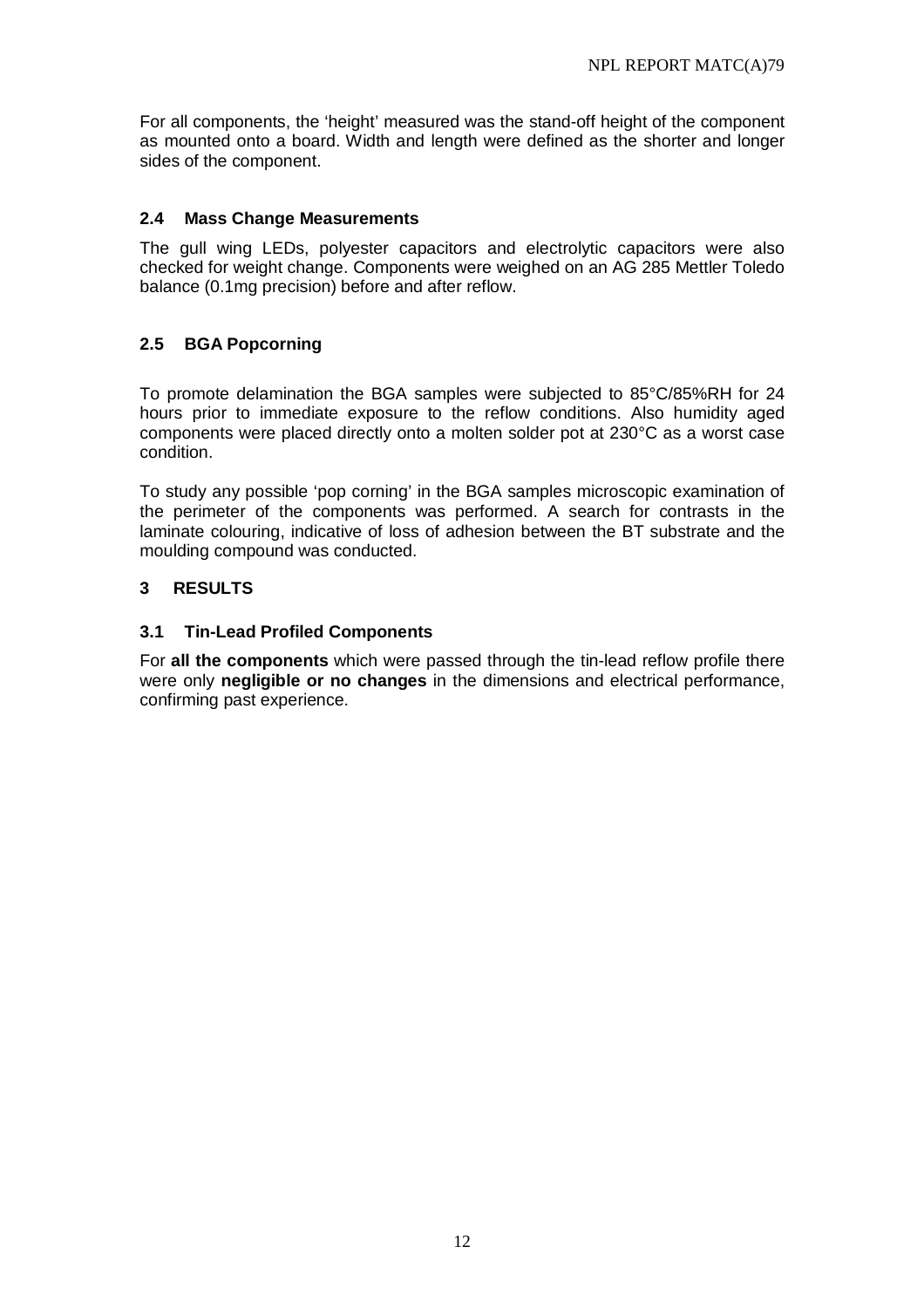For all components, the 'height' measured was the stand-off height of the component as mounted onto a board. Width and length were defined as the shorter and longer sides of the component.

### 2.4 Mass Change Measurements

The gull wing LEDs, polyester capacitors and electrolytic capacitors were also checked for weight change. Components were weighed on an AG 285 Mettler Toledo balance (0.1mg precision) before and after reflow.

### 2.5 BGA Popcorning

To promote delamination the BGA samples were subjected to 85°C/85%RH for 24 hours prior to immediate exposure to the reflow conditions. Also humidity aged components were placed directly onto a molten solder pot at 230°C as a worst case condition.

To study any possible 'pop corning' in the BGA samples microscopic examination of the perimeter of the components was performed. A search for contrasts in the laminate colouring, indicative of loss of adhesion between the BT substrate and the moulding compound was conducted.

## 3 RESULTS

### 3.1 Tin-Lead Profiled Components

For **all the components** which were passed through the tin-lead reflow profile there were only **negligible or no changes** in the dimensions and electrical performance, confirming past experience.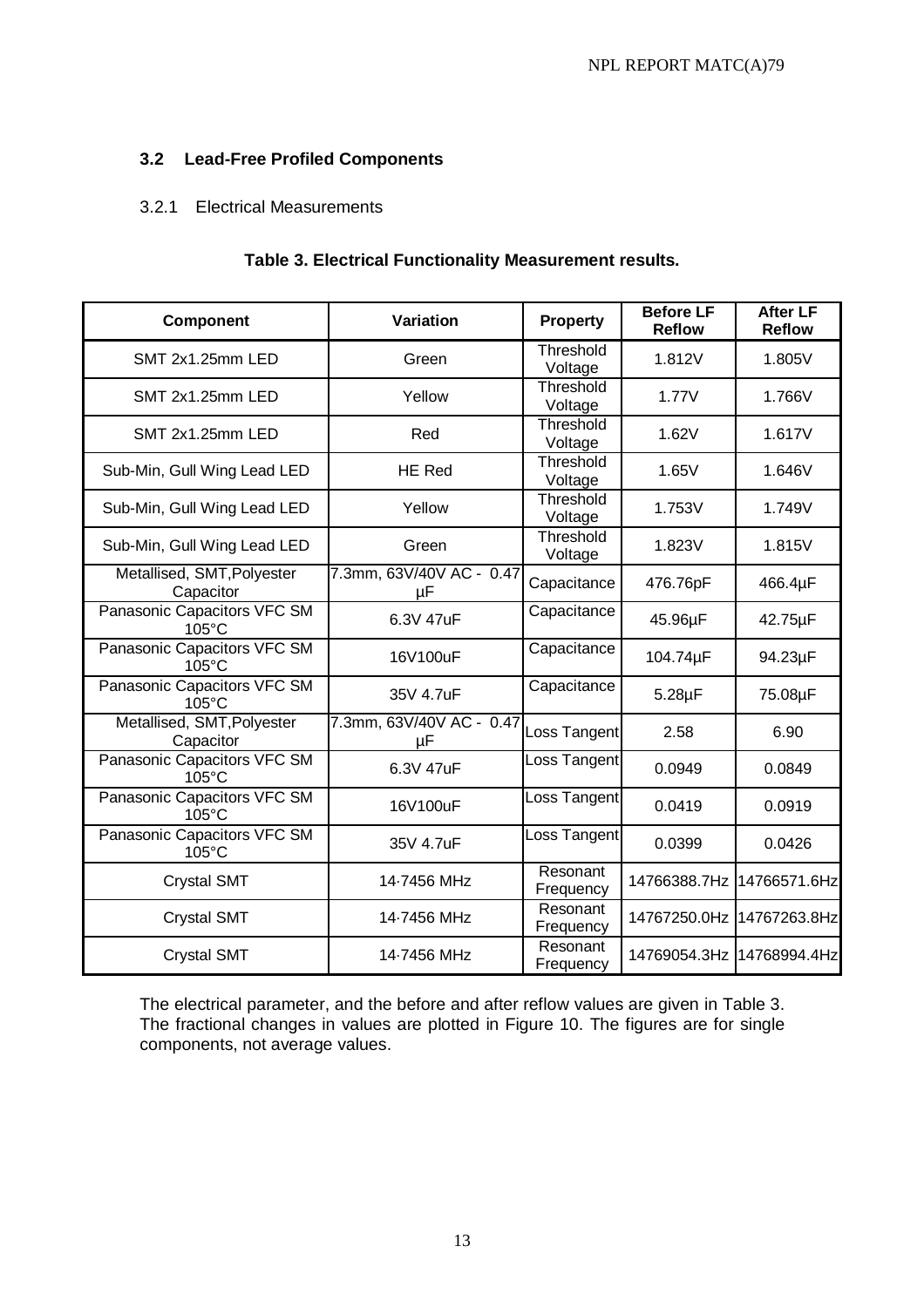### 3.2 Lead-Free Profiled Components

#### 3.2.1 Electrical Measurements

**Table 3. Electrical Functionality Measurement results.**

| Component | Variation | Property | Before LF Reflow | After LF Reflow |
|---|---|---|---|---|
| SMT 2x1.25mm LED | Green | Threshold Voltage | 1.812V | 1.805V |
| SMT 2x1.25mm LED | Yellow | Threshold Voltage | 1.77V | 1.766V |
| SMT 2x1.25mm LED | Red | Threshold Voltage | 1.62V | 1.617V |
| Sub-Min, Gull Wing Lead LED | HE Red | Threshold Voltage | 1.65V | 1.646V |
| Sub-Min, Gull Wing Lead LED | Yellow | Threshold Voltage | 1.753V | 1.749V |
| Sub-Min, Gull Wing Lead LED | Green | Threshold Voltage | 1.823V | 1.815V |
| Metallised, SMT,Polyester Capacitor | 7.3mm, 63V/40V AC - 0.47 µF | Capacitance | 476.76pF | 466.4µF |
| Panasonic Capacitors VFC SM 105°C | 6.3V 47uF | Capacitance | 45.96µF | 42.75µF |
| Panasonic Capacitors VFC SM 105°C | 16V100uF | Capacitance | 104.74µF | 94.23µF |
| Panasonic Capacitors VFC SM 105°C | 35V 4.7uF | Capacitance | 5.28µF | 75.08µF |
| Metallised, SMT,Polyester Capacitor | 7.3mm, 63V/40V AC - 0.47 µF | Loss Tangent | 2.58 | 6.90 |
| Panasonic Capacitors VFC SM 105°C | 6.3V 47uF | Loss Tangent | 0.0949 | 0.0849 |
| Panasonic Capacitors VFC SM 105°C | 16V100uF | Loss Tangent | 0.0419 | 0.0919 |
| Panasonic Capacitors VFC SM 105°C | 35V 4.7uF | Loss Tangent | 0.0399 | 0.0426 |
| Crystal SMT | 14·7456 MHz | Resonant Frequency | 14766388.7Hz | 14766571.6Hz |
| Crystal SMT | 14·7456 MHz | Resonant Frequency | 14767250.0Hz | 14767263.8Hz |
| Crystal SMT | 14·7456 MHz | Resonant Frequency | 14769054.3Hz | 14768994.4Hz |

The electrical parameter, and the before and after reflow values are given in Table 3. The fractional changes in values are plotted in Figure 10. The figures are for single components, not average values.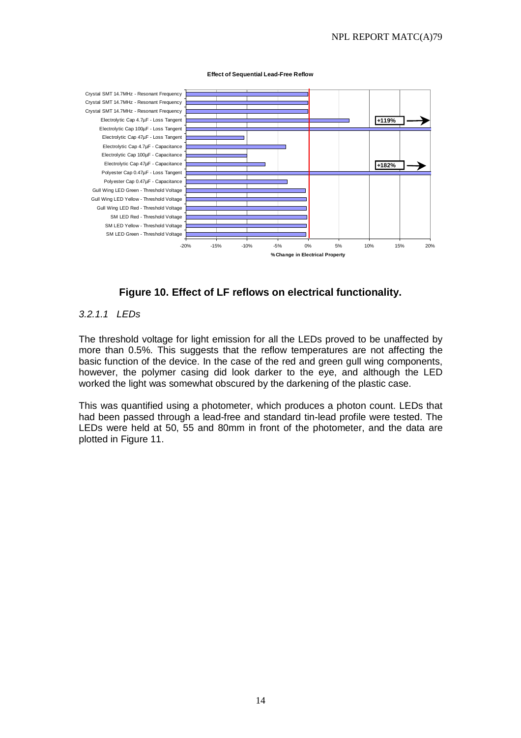**Effect of Sequential Lead-Free Reflow**

| Component - Property | % Change in Electrical Property |
|---|---|
| Crystal SMT 14.7MHz - Resonant Frequency | |
| Crystal SMT 14.7MHz - Resonant Frequency | |
| Crystal SMT 14.7MHz - Resonant Frequency | |
| Electrolytic Cap 4.7µF - Loss Tangent | |
| Electrolytic Cap 100µF - Loss Tangent | +119% |
| Electrolytic Cap 47µF - Loss Tangent | |
| Electrolytic Cap 4.7µF - Capacitance | |
| Electrolytic Cap 100µF - Capacitance | |
| Electrolytic Cap 47µF - Capacitance | |
| Polyester Cap 0.47µF - Loss Tangent | +182% |
| Polyester Cap 0.47µF - Capacitance | |
| Gull Wing LED Green - Threshold Voltage | |
| Gull Wing LED Yellow - Threshold Voltage | |
| Gull Wing LED Red - Threshold Voltage | |
| SM LED Red - Threshold Voltage | |
| SM LED Yellow - Threshold Voltage | |
| SM LED Green - Threshold Voltage | |

**Figure 10. Effect of LF reflows on electrical functionality.**

#### *3.2.1.1 LEDs*

The threshold voltage for light emission for all the LEDs proved to be unaffected by more than 0.5%. This suggests that the reflow temperatures are not affecting the basic function of the device. In the case of the red and green gull wing components, however, the polymer casing did look darker to the eye, and although the LED worked the light was somewhat obscured by the darkening of the plastic case.

This was quantified using a photometer, which produces a photon count. LEDs that had been passed through a lead-free and standard tin-lead profile were tested. The LEDs were held at 50, 55 and 80mm in front of the photometer, and the data are plotted in Figure 11.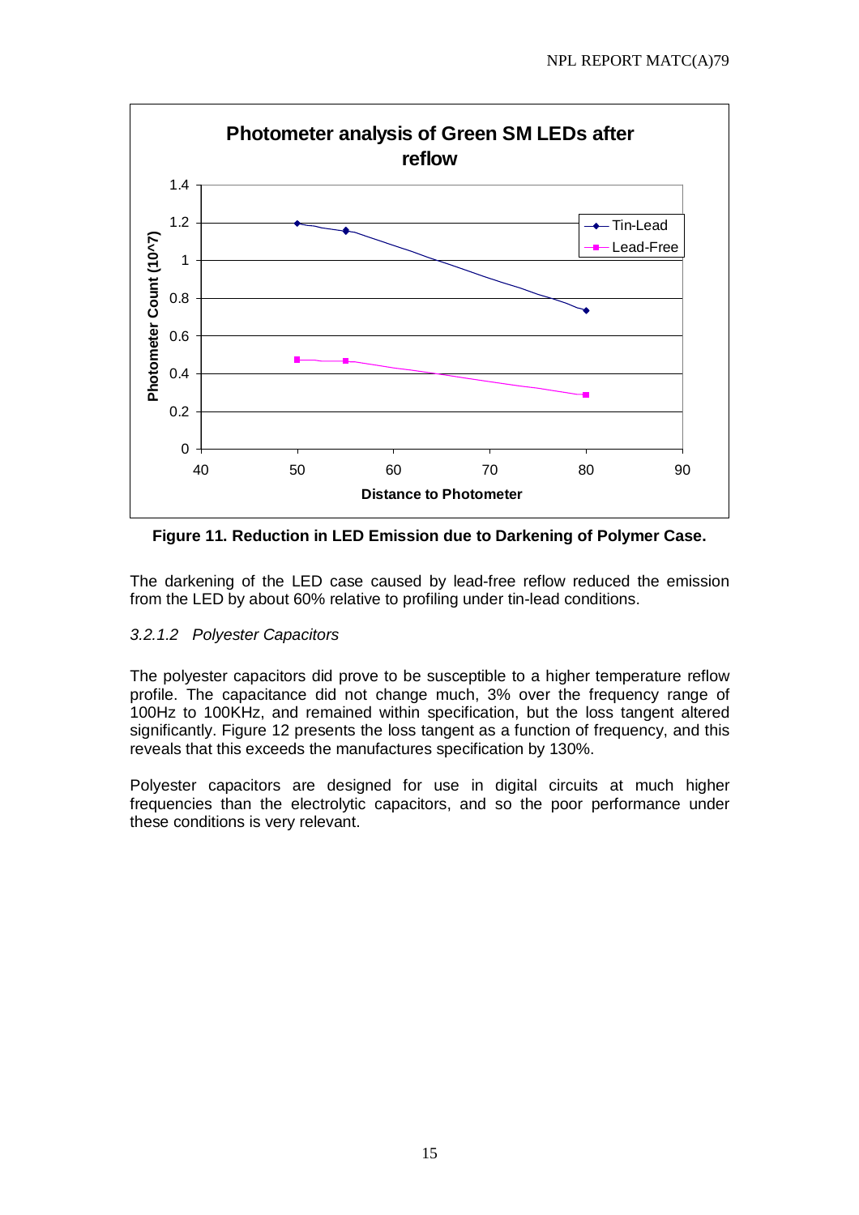**Figure 11. Reduction in LED Emission due to Darkening of Polymer Case.**

The darkening of the LED case caused by lead-free reflow reduced the emission from the LED by about 60% relative to profiling under tin-lead conditions.

#### *3.2.1.2 Polyester Capacitors*

The polyester capacitors did prove to be susceptible to a higher temperature reflow profile. The capacitance did not change much, 3% over the frequency range of 100Hz to 100KHz, and remained within specification, but the loss tangent altered significantly. Figure 12 presents the loss tangent as a function of frequency, and this reveals that this exceeds the manufactures specification by 130%.

Polyester capacitors are designed for use in digital circuits at much higher frequencies than the electrolytic capacitors, and so the poor performance under these conditions is very relevant.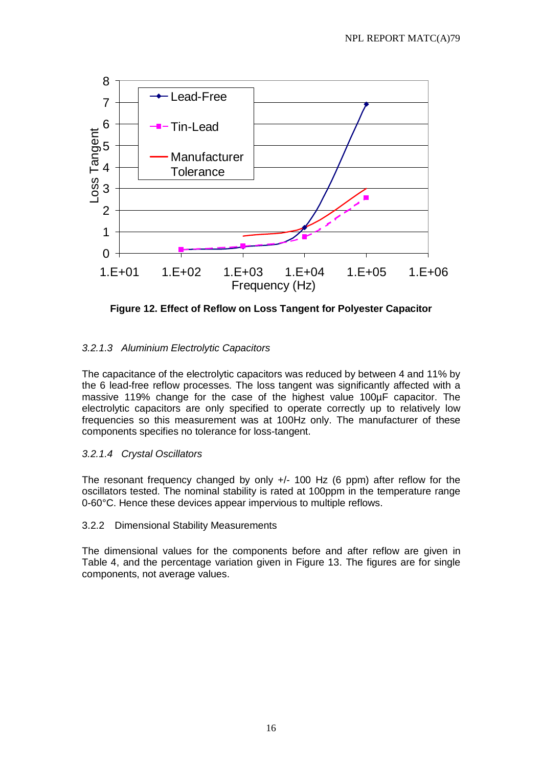**Figure 12. Effect of Reflow on Loss Tangent for Polyester Capacitor**

*3.2.1.3 Aluminium Electrolytic Capacitors*

The capacitance of the electrolytic capacitors was reduced by between 4 and 11% by the 6 lead-free reflow processes. The loss tangent was significantly affected with a massive 119% change for the case of the highest value 100µF capacitor. The electrolytic capacitors are only specified to operate correctly up to relatively low frequencies so this measurement was at 100Hz only. The manufacturer of these components specifies no tolerance for loss-tangent.

*3.2.1.4 Crystal Oscillators*

The resonant frequency changed by only +/- 100 Hz (6 ppm) after reflow for the oscillators tested. The nominal stability is rated at 100ppm in the temperature range 0-60°C. Hence these devices appear impervious to multiple reflows.

3.2.2 Dimensional Stability Measurements

The dimensional values for the components before and after reflow are given in Table 4, and the percentage variation given in Figure 13. The figures are for single components, not average values.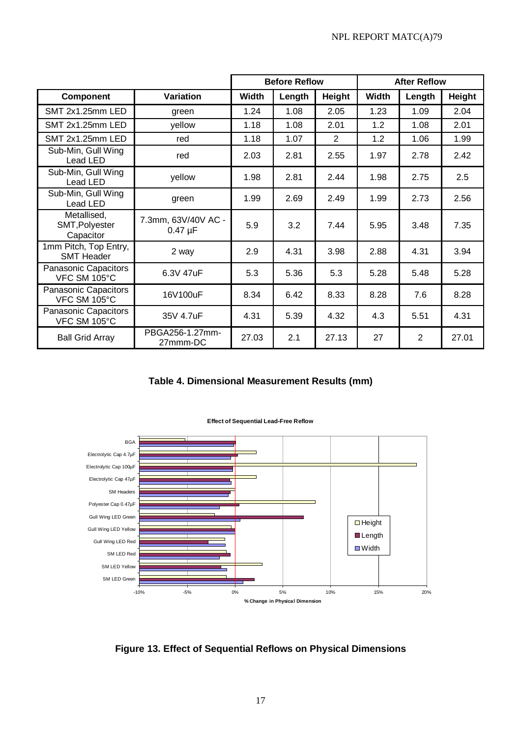| Component | Variation | Before Reflow | | | After Reflow | | |
|---|---|---|---|---|---|---|---|
| | | Width | Length | Height | Width | Length | Height |
| SMT 2x1.25mm LED | green | 1.24 | 1.08 | 2.05 | 1.23 | 1.09 | 2.04 |
| SMT 2x1.25mm LED | yellow | 1.18 | 1.08 | 2.01 | 1.2 | 1.08 | 2.01 |
| SMT 2x1.25mm LED | red | 1.18 | 1.07 | 2 | 1.2 | 1.06 | 1.99 |
| Sub-Min, Gull Wing Lead LED | red | 2.03 | 2.81 | 2.55 | 1.97 | 2.78 | 2.42 |
| Sub-Min, Gull Wing Lead LED | yellow | 1.98 | 2.81 | 2.44 | 1.98 | 2.75 | 2.5 |
| Sub-Min, Gull Wing Lead LED | green | 1.99 | 2.69 | 2.49 | 1.99 | 2.73 | 2.56 |
| Metallised, SMT,Polyester Capacitor | 7.3mm, 63V/40V AC - 0.47 µF | 5.9 | 3.2 | 7.44 | 5.95 | 3.48 | 7.35 |
| 1mm Pitch, Top Entry, SMT Header | 2 way | 2.9 | 4.31 | 3.98 | 2.88 | 4.31 | 3.94 |
| Panasonic Capacitors VFC SM 105°C | 6.3V 47uF | 5.3 | 5.36 | 5.3 | 5.28 | 5.48 | 5.28 |
| Panasonic Capacitors VFC SM 105°C | 16V100uF | 8.34 | 6.42 | 8.33 | 8.28 | 7.6 | 8.28 |
| Panasonic Capacitors VFC SM 105°C | 35V 4.7uF | 4.31 | 5.39 | 4.32 | 4.3 | 5.51 | 4.31 |
| Ball Grid Array | PBGA256-1.27mm-27mmm-DC | 27.03 | 2.1 | 27.13 | 27 | 2 | 27.01 |

**Table 4. Dimensional Measurement Results (mm)**

**Figure 13. Effect of Sequential Reflows on Physical Dimensions**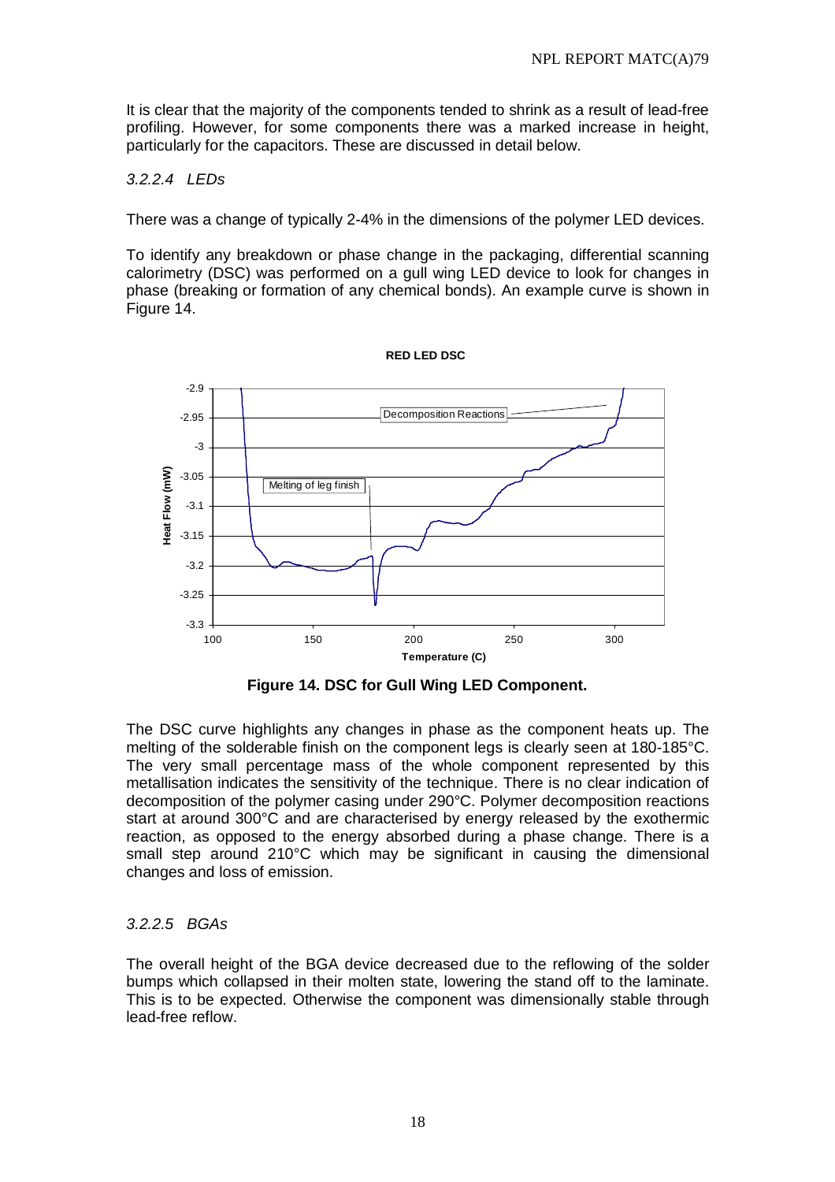It is clear that the majority of the components tended to shrink as a result of lead-free profiling. However, for some components there was a marked increase in height, particularly for the capacitors. These are discussed in detail below.

#### *3.2.2.4 LEDs*

There was a change of typically 2-4% in the dimensions of the polymer LED devices.

To identify any breakdown or phase change in the packaging, differential scanning calorimetry (DSC) was performed on a gull wing LED device to look for changes in phase (breaking or formation of any chemical bonds). An example curve is shown in Figure 14.

**Figure 14. DSC for Gull Wing LED Component.**

The DSC curve highlights any changes in phase as the component heats up. The melting of the solderable finish on the component legs is clearly seen at 180-185°C. The very small percentage mass of the whole component represented by this metallisation indicates the sensitivity of the technique. There is no clear indication of decomposition of the polymer casing under 290°C. Polymer decomposition reactions start at around 300°C and are characterised by energy released by the exothermic reaction, as opposed to the energy absorbed during a phase change. There is a small step around 210°C which may be significant in causing the dimensional changes and loss of emission.

#### *3.2.2.5 BGAs*

The overall height of the BGA device decreased due to the reflowing of the solder bumps which collapsed in their molten state, lowering the stand off to the laminate. This is to be expected. Otherwise the component was dimensionally stable through lead-free reflow.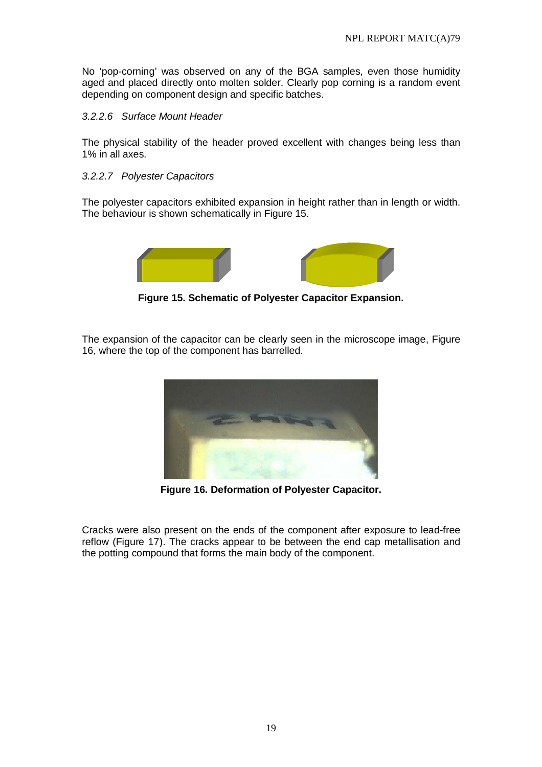No 'pop-corning' was observed on any of the BGA samples, even those humidity aged and placed directly onto molten solder. Clearly pop corning is a random event depending on component design and specific batches.

### *3.2.2.6 Surface Mount Header*

The physical stability of the header proved excellent with changes being less than 1% in all axes.

### *3.2.2.7 Polyester Capacitors*

The polyester capacitors exhibited expansion in height rather than in length or width. The behaviour is shown schematically in Figure 15.

**Figure 15. Schematic of Polyester Capacitor Expansion.**

The expansion of the capacitor can be clearly seen in the microscope image, Figure 16, where the top of the component has barrelled.

**Figure 16. Deformation of Polyester Capacitor.**

Cracks were also present on the ends of the component after exposure to lead-free reflow (Figure 17). The cracks appear to be between the end cap metallisation and the potting compound that forms the main body of the component.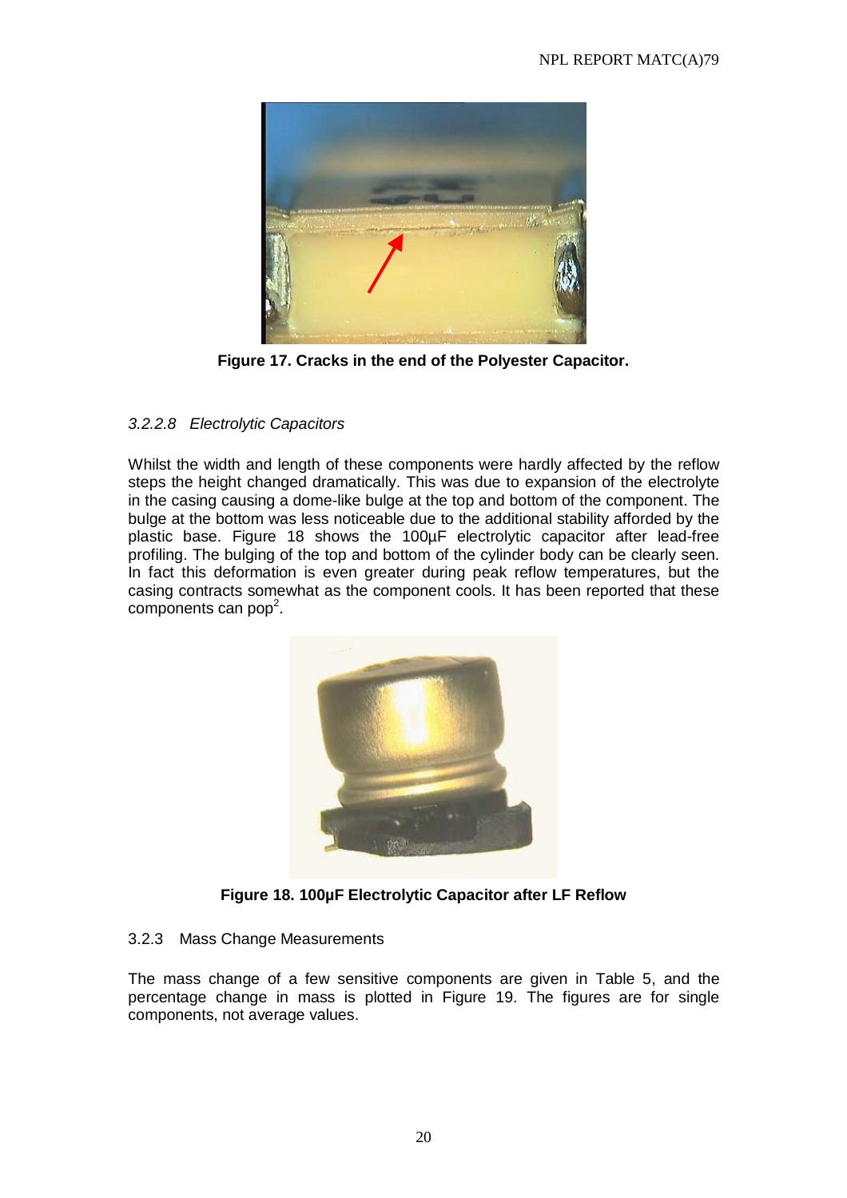**Figure 17. Cracks in the end of the Polyester Capacitor.**

### *3.2.2.8 Electrolytic Capacitors*

Whilst the width and length of these components were hardly affected by the reflow steps the height changed dramatically. This was due to expansion of the electrolyte in the casing causing a dome-like bulge at the top and bottom of the component. The bulge at the bottom was less noticeable due to the additional stability afforded by the plastic base. Figure 18 shows the 100µF electrolytic capacitor after lead-free profiling. The bulging of the top and bottom of the cylinder body can be clearly seen. In fact this deformation is even greater during peak reflow temperatures, but the casing contracts somewhat as the component cools. It has been reported that these components can pop[2].

**Figure 18. 100µF Electrolytic Capacitor after LF Reflow**

### 3.2.3 Mass Change Measurements

The mass change of a few sensitive components are given in Table 5, and the percentage change in mass is plotted in Figure 19. The figures are for single components, not average values.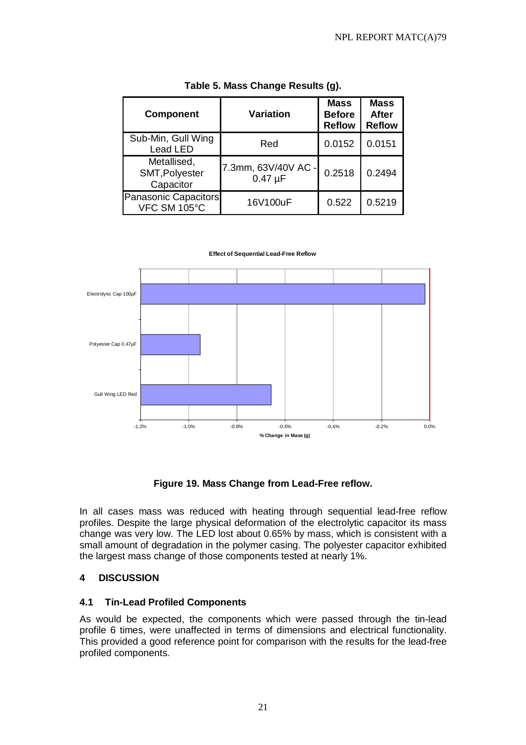**Table 5. Mass Change Results (g).**

| Component | Variation | Mass Before Reflow | Mass After Reflow |
|---|---|---|---|
| Sub-Min, Gull Wing Lead LED | Red | 0.0152 | 0.0151 |
| Metallised, SMT,Polyester Capacitor | 7.3mm, 63V/40V AC - 0.47 µF | 0.2518 | 0.2494 |
| Panasonic Capacitors VFC SM 105°C | 16V100uF | 0.522 | 0.5219 |

**Figure 19. Mass Change from Lead-Free reflow.**

In all cases mass was reduced with heating through sequential lead-free reflow profiles. Despite the large physical deformation of the electrolytic capacitor its mass change was very low. The LED lost about 0.65% by mass, which is consistent with a small amount of degradation in the polymer casing. The polyester capacitor exhibited the largest mass change of those components tested at nearly 1%.

## 4 DISCUSSION

### 4.1 Tin-Lead Profiled Components

As would be expected, the components which were passed through the tin-lead profile 6 times, were unaffected in terms of dimensions and electrical functionality. This provided a good reference point for comparison with the results for the lead-free profiled components.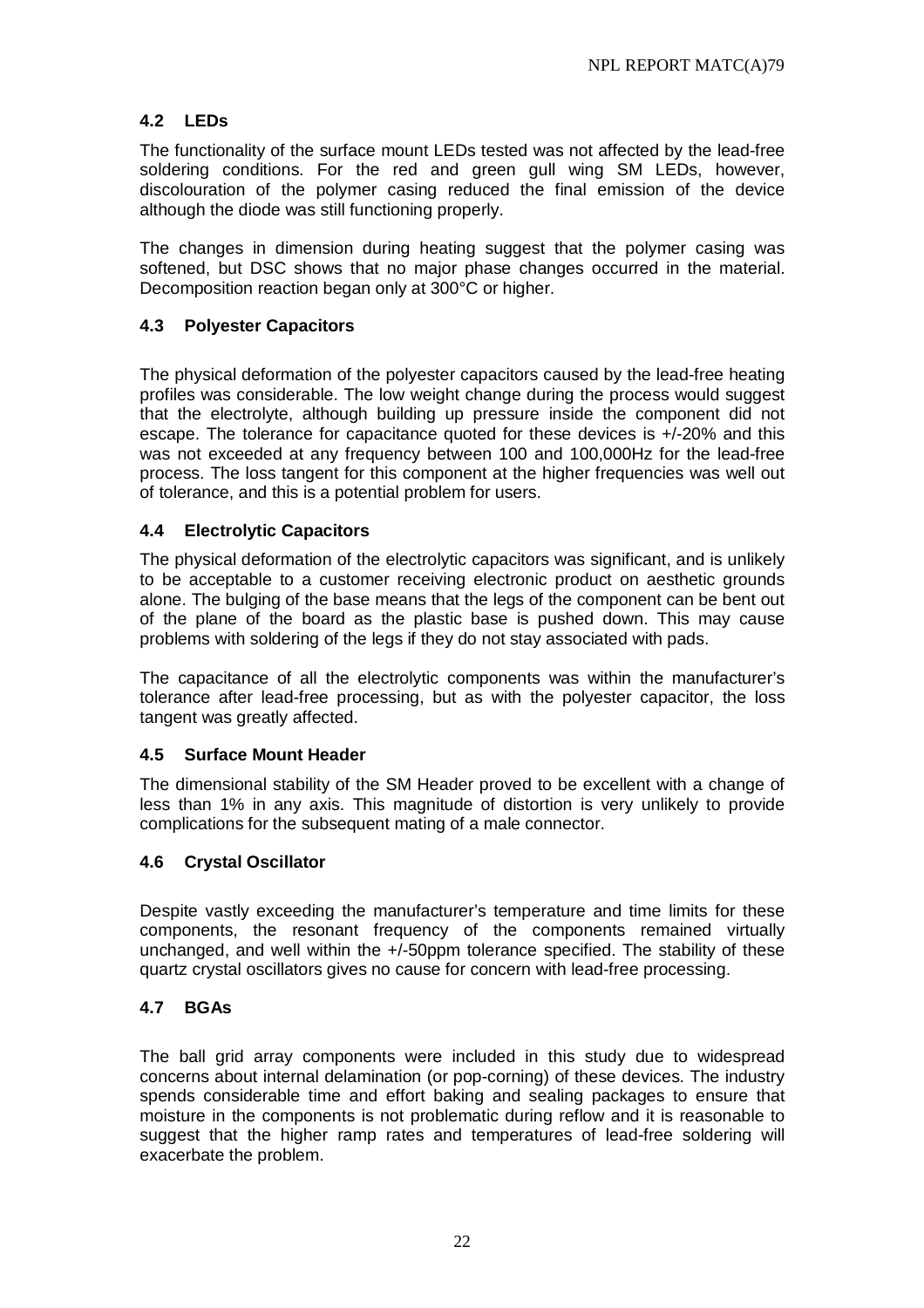### 4.2 LEDs

The functionality of the surface mount LEDs tested was not affected by the lead-free soldering conditions. For the red and green gull wing SM LEDs, however, discolouration of the polymer casing reduced the final emission of the device although the diode was still functioning properly.

The changes in dimension during heating suggest that the polymer casing was softened, but DSC shows that no major phase changes occurred in the material. Decomposition reaction began only at 300°C or higher.

### 4.3 Polyester Capacitors

The physical deformation of the polyester capacitors caused by the lead-free heating profiles was considerable. The low weight change during the process would suggest that the electrolyte, although building up pressure inside the component did not escape. The tolerance for capacitance quoted for these devices is +/-20% and this was not exceeded at any frequency between 100 and 100,000Hz for the lead-free process. The loss tangent for this component at the higher frequencies was well out of tolerance, and this is a potential problem for users.

### 4.4 Electrolytic Capacitors

The physical deformation of the electrolytic capacitors was significant, and is unlikely to be acceptable to a customer receiving electronic product on aesthetic grounds alone. The bulging of the base means that the legs of the component can be bent out of the plane of the board as the plastic base is pushed down. This may cause problems with soldering of the legs if they do not stay associated with pads.

The capacitance of all the electrolytic components was within the manufacturer's tolerance after lead-free processing, but as with the polyester capacitor, the loss tangent was greatly affected.

### 4.5 Surface Mount Header

The dimensional stability of the SM Header proved to be excellent with a change of less than 1% in any axis. This magnitude of distortion is very unlikely to provide complications for the subsequent mating of a male connector.

### 4.6 Crystal Oscillator

Despite vastly exceeding the manufacturer's temperature and time limits for these components, the resonant frequency of the components remained virtually unchanged, and well within the +/-50ppm tolerance specified. The stability of these quartz crystal oscillators gives no cause for concern with lead-free processing.

### 4.7 BGAs

The ball grid array components were included in this study due to widespread concerns about internal delamination (or pop-corning) of these devices. The industry spends considerable time and effort baking and sealing packages to ensure that moisture in the components is not problematic during reflow and it is reasonable to suggest that the higher ramp rates and temperatures of lead-free soldering will exacerbate the problem.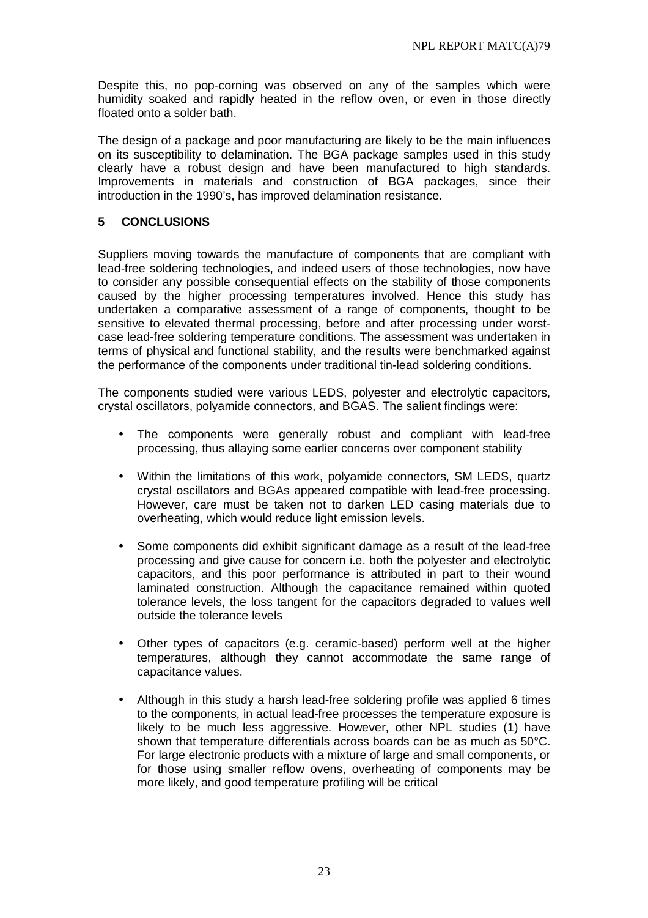Despite this, no pop-corning was observed on any of the samples which were humidity soaked and rapidly heated in the reflow oven, or even in those directly floated onto a solder bath.

The design of a package and poor manufacturing are likely to be the main influences on its susceptibility to delamination. The BGA package samples used in this study clearly have a robust design and have been manufactured to high standards. Improvements in materials and construction of BGA packages, since their introduction in the 1990's, has improved delamination resistance.

## 5 CONCLUSIONS

Suppliers moving towards the manufacture of components that are compliant with lead-free soldering technologies, and indeed users of those technologies, now have to consider any possible consequential effects on the stability of those components caused by the higher processing temperatures involved. Hence this study has undertaken a comparative assessment of a range of components, thought to be sensitive to elevated thermal processing, before and after processing under worst-case lead-free soldering temperature conditions. The assessment was undertaken in terms of physical and functional stability, and the results were benchmarked against the performance of the components under traditional tin-lead soldering conditions.

The components studied were various LEDS, polyester and electrolytic capacitors, crystal oscillators, polyamide connectors, and BGAS. The salient findings were:

- The components were generally robust and compliant with lead-free processing, thus allaying some earlier concerns over component stability
- Within the limitations of this work, polyamide connectors, SM LEDS, quartz crystal oscillators and BGAs appeared compatible with lead-free processing. However, care must be taken not to darken LED casing materials due to overheating, which would reduce light emission levels.
- Some components did exhibit significant damage as a result of the lead-free processing and give cause for concern i.e. both the polyester and electrolytic capacitors, and this poor performance is attributed in part to their wound laminated construction. Although the capacitance remained within quoted tolerance levels, the loss tangent for the capacitors degraded to values well outside the tolerance levels
- Other types of capacitors (e.g. ceramic-based) perform well at the higher temperatures, although they cannot accommodate the same range of capacitance values.
- Although in this study a harsh lead-free soldering profile was applied 6 times to the components, in actual lead-free processes the temperature exposure is likely to be much less aggressive. However, other NPL studies (1) have shown that temperature differentials across boards can be as much as 50°C. For large electronic products with a mixture of large and small components, or for those using smaller reflow ovens, overheating of components may be more likely, and good temperature profiling will be critical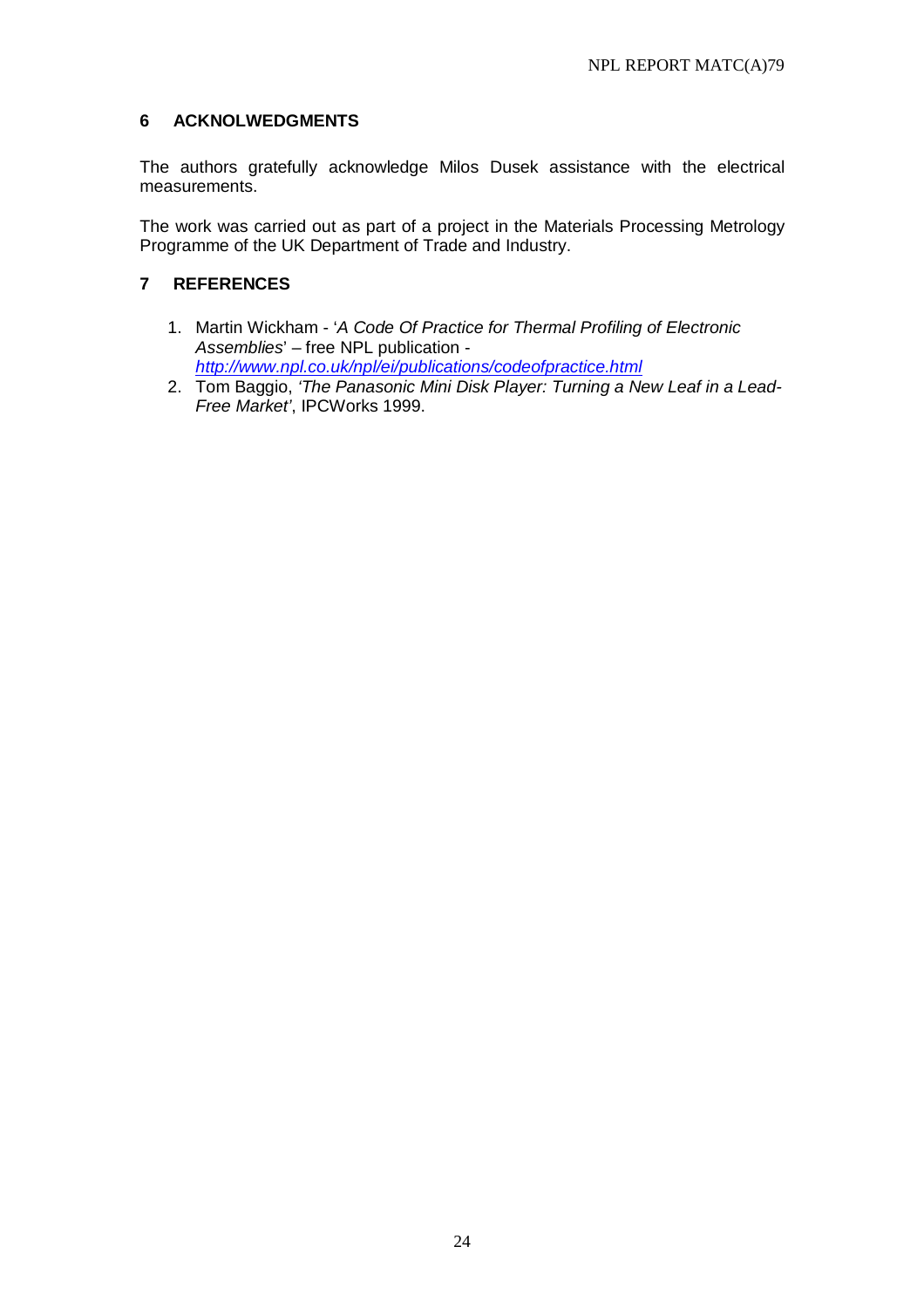## 6 ACKNOLWEDGMENTS

The authors gratefully acknowledge Milos Dusek assistance with the electrical measurements.

The work was carried out as part of a project in the Materials Processing Metrology Programme of the UK Department of Trade and Industry.

## 7 REFERENCES

1. Martin Wickham - '*A Code Of Practice for Thermal Profiling of Electronic Assemblies*' – free NPL publication - *http://www.npl.co.uk/npl/ei/publications/codeofpractice.html*
2. Tom Baggio, *'The Panasonic Mini Disk Player: Turning a New Leaf in a Lead-Free Market'*, IPCWorks 1999.